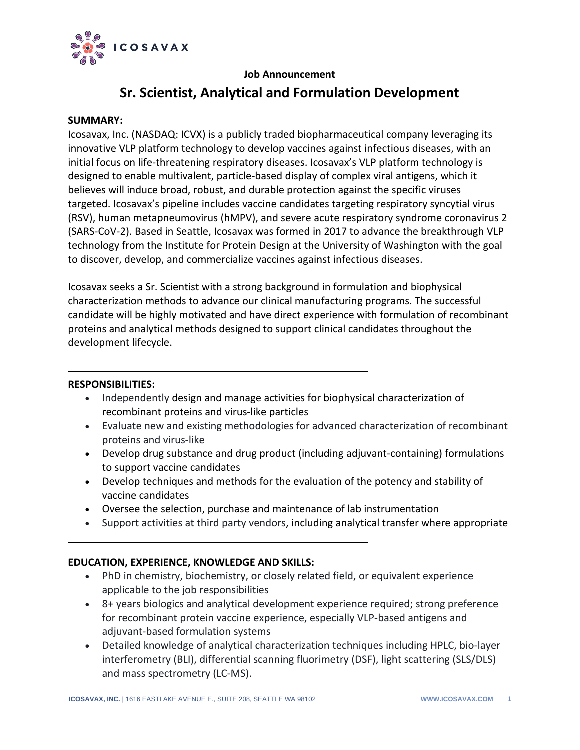ICOSAVAX

**Job Announcement**

# Sr. Scientist, Analytical and Formulation Development

**SUMMARY:**

Icosavax, Inc. (NASDAQ: ICVX) is a publicly traded biopharmaceutical company leveraging its innovative VLP platform technology to develop vaccines against infectious diseases, with an initial focus on life-threatening respiratory diseases. Icosavax's VLP platform technology is designed to enable multivalent, particle-based display of complex viral antigens, which it believes will induce broad, robust, and durable protection against the specific viruses targeted. Icosavax's pipeline includes vaccine candidates targeting respiratory syncytial virus (RSV), human metapneumovirus (hMPV), and severe acute respiratory syndrome coronavirus 2 (SARS-CoV-2). Based in Seattle, Icosavax was formed in 2017 to advance the breakthrough VLP technology from the Institute for Protein Design at the University of Washington with the goal to discover, develop, and commercialize vaccines against infectious diseases.

Icosavax seeks a Sr. Scientist with a strong background in formulation and biophysical characterization methods to advance our clinical manufacturing programs. The successful candidate will be highly motivated and have direct experience with formulation of recombinant proteins and analytical methods designed to support clinical candidates throughout the development lifecycle.

**RESPONSIBILITIES:**

- Independently design and manage activities for biophysical characterization of recombinant proteins and virus-like particles
- Evaluate new and existing methodologies for advanced characterization of recombinant proteins and virus-like
- Develop drug substance and drug product (including adjuvant-containing) formulations to support vaccine candidates
- Develop techniques and methods for the evaluation of the potency and stability of vaccine candidates
- Oversee the selection, purchase and maintenance of lab instrumentation
- Support activities at third party vendors, including analytical transfer where appropriate

**EDUCATION, EXPERIENCE, KNOWLEDGE AND SKILLS:**

- PhD in chemistry, biochemistry, or closely related field, or equivalent experience applicable to the job responsibilities
- 8+ years biologics and analytical development experience required; strong preference for recombinant protein vaccine experience, especially VLP-based antigens and adjuvant-based formulation systems
- Detailed knowledge of analytical characterization techniques including HPLC, bio-layer interferometry (BLI), differential scanning fluorimetry (DSF), light scattering (SLS/DLS) and mass spectrometry (LC-MS).

**ICOSAVAX, INC.** | 1616 EASTLAKE AVENUE E., SUITE 208, SEATTLE WA 98102 WWW.ICOSAVAX.COM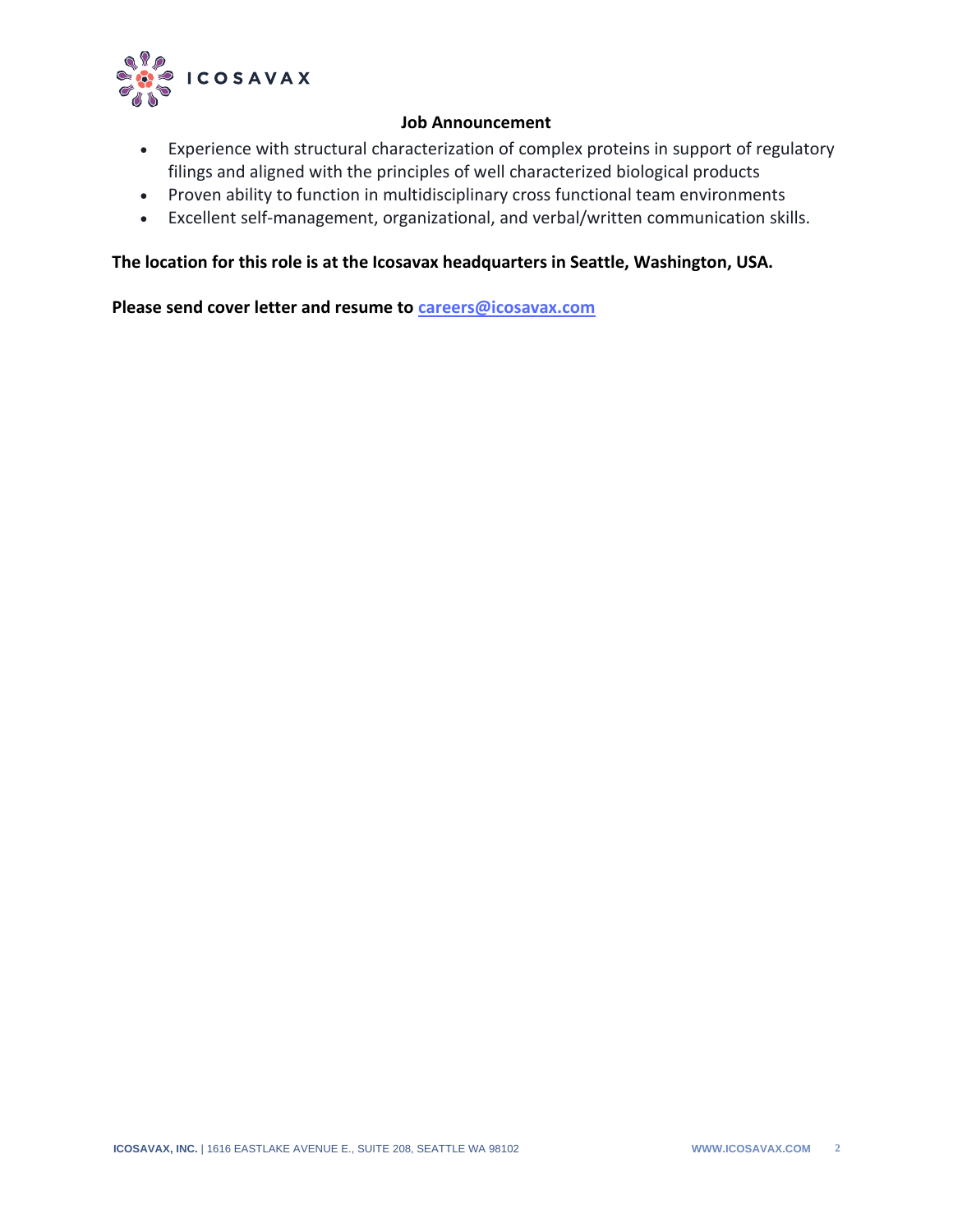**Job Announcement**

- Experience with structural characterization of complex proteins in support of regulatory filings and aligned with the principles of well characterized biological products
- Proven ability to function in multidisciplinary cross functional team environments
- Excellent self-management, organizational, and verbal/written communication skills.

**The location for this role is at the Icosavax headquarters in Seattle, Washington, USA.**

**Please send cover letter and resume to careers@icosavax.com**